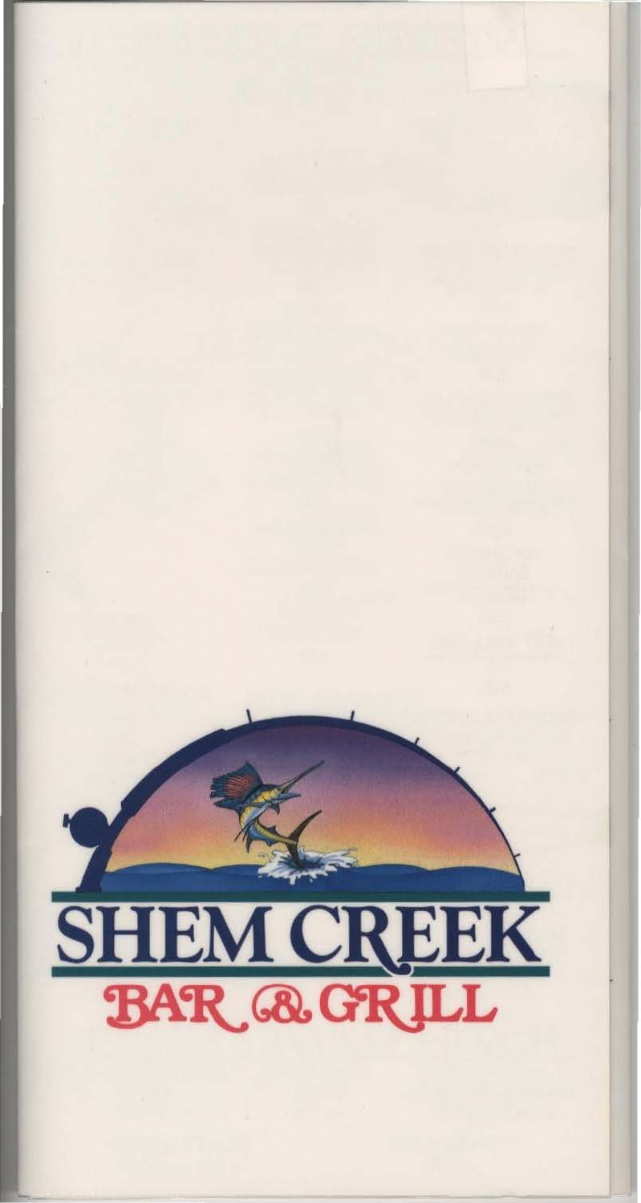SHEM CREEK

BAR & GRILL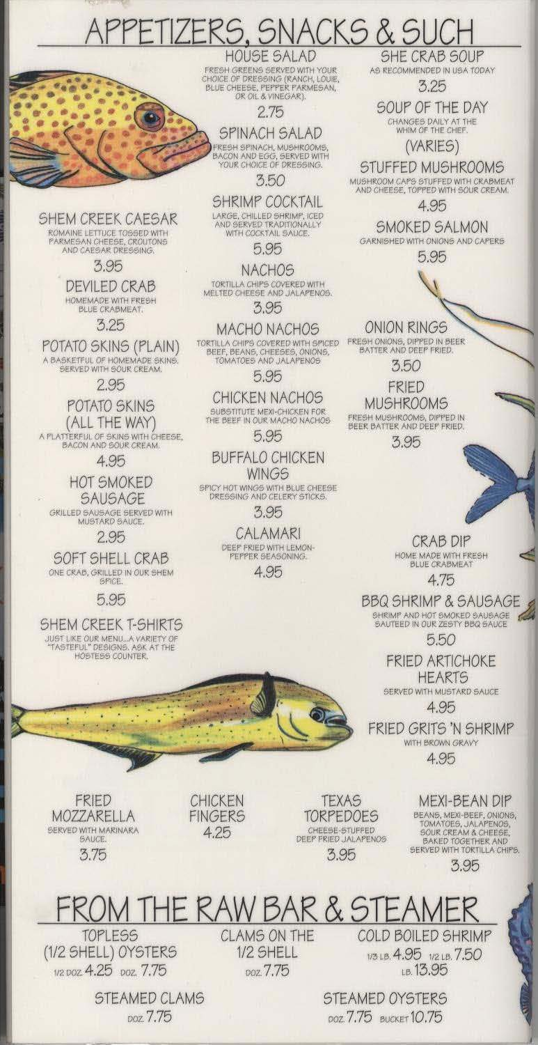# APPETIZERS, SNACKS & SUCH

### HOUSE SALAD
FRESH GREENS SERVED WITH YOUR CHOICE OF DRESSING (RANCH, LOUIE, BLUE CHEESE, PEPPER PARMESAN, OR OIL & VINEGAR).

2.75

### SPINACH SALAD
FRESH SPINACH, MUSHROOMS, BACON AND EGG, SERVED WITH YOUR CHOICE OF DRESSING.

3.50

### SHRIMP COCKTAIL
LARGE, CHILLED SHRIMP, ICED AND SERVED TRADITIONALLY WITH COCKTAIL SAUCE.

5.95

### NACHOS
TORTILLA CHIPS COVERED WITH MELTED CHEESE AND JALAPENOS.

3.95

### MACHO NACHOS
TORTILLA CHIPS COVERED WITH SPICED BEEF, BEANS, CHEESES, ONIONS, TOMATOES AND JALAPENOS

5.95

### CHICKEN NACHOS
SUBSTITUTE MEXI-CHICKEN FOR THE BEEF IN OUR MACHO NACHOS

5.95

### BUFFALO CHICKEN WINGS
SPICY HOT WINGS WITH BLUE CHEESE DRESSING AND CELERY STICKS.

3.95

### CALAMARI
DEEP FRIED WITH LEMON-PEPPER SEASONING.

4.95

### SHE CRAB SOUP
AS RECOMMENDED IN USA TODAY

3.25

### SOUP OF THE DAY
CHANGES DAILY AT THE WHIM OF THE CHEF.

(VARIES)

### STUFFED MUSHROOMS
MUSHROOM CAPS STUFFED WITH CRABMEAT AND CHEESE, TOPPED WITH SOUR CREAM.

4.95

### SMOKED SALMON
GARNISHED WITH ONIONS AND CAPERS

5.95

### SHEM CREEK CAESAR
ROMAINE LETTUCE TOSSED WITH PARMESAN CHEESE, CROUTONS AND CAESAR DRESSING.

3.95

### DEVILED CRAB
HOMEMADE WITH FRESH BLUE CRABMEAT.

3.25

### POTATO SKINS (PLAIN)
A BASKETFUL OF HOMEMADE SKINS. SERVED WITH SOUR CREAM.

2.95

### POTATO SKINS (ALL THE WAY)
A PLATTERFUL OF SKINS WITH CHEESE, BACON AND SOUR CREAM.

4.95

### HOT SMOKED SAUSAGE
GRILLED SAUSAGE SERVED WITH MUSTARD SAUCE.

2.95

### SOFT SHELL CRAB
ONE CRAB, GRILLED IN OUR SHEM SPICE.

5.95

### SHEM CREEK T-SHIRTS
JUST LIKE OUR MENU...A VARIETY OF "TASTEFUL" DESIGNS. ASK AT THE HOSTESS COUNTER.

### ONION RINGS
FRESH ONIONS, DIPPED IN BEER BATTER AND DEEP FRIED.

3.50

### FRIED MUSHROOMS
FRESH MUSHROOMS, DIPPED IN BEER BATTER AND DEEP FRIED.

3.95

### CRAB DIP
HOME MADE WITH FRESH BLUE CRABMEAT

4.75

### BBQ SHRIMP & SAUSAGE
SHRIMP AND HOT SMOKED SAUSAGE SAUTEED IN OUR ZESTY BBQ SAUCE

5.50

### FRIED ARTICHOKE HEARTS
SERVED WITH MUSTARD SAUCE

4.95

### FRIED GRITS 'N SHRIMP
WITH BROWN GRAVY

4.95

### FRIED MOZZARELLA
SERVED WITH MARINARA SAUCE.

3.75

### CHICKEN FINGERS
4.25

### TEXAS TORPEDOES
CHEESE-STUFFED DEEP FRIED JALAPENOS

3.95

### MEXI-BEAN DIP
BEANS, MEXI-BEEF, ONIONS, TOMATOES, JALAPENOS, SOUR CREAM & CHEESE, BAKED TOGETHER AND SERVED WITH TORTILLA CHIPS.

3.95

# FROM THE RAW BAR & STEAMER

### TOPLESS (1/2 SHELL) OYSTERS
1/2 DOZ. 4.25 DOZ. 7.75

### CLAMS ON THE 1/2 SHELL
DOZ. 7.75

### COLD BOILED SHRIMP
1/3 LB. 4.95 1/2 LB. 7.50 LB. 13.95

### STEAMED CLAMS
DOZ. 7.75

### STEAMED OYSTERS
DOZ. 7.75 BUCKET 10.75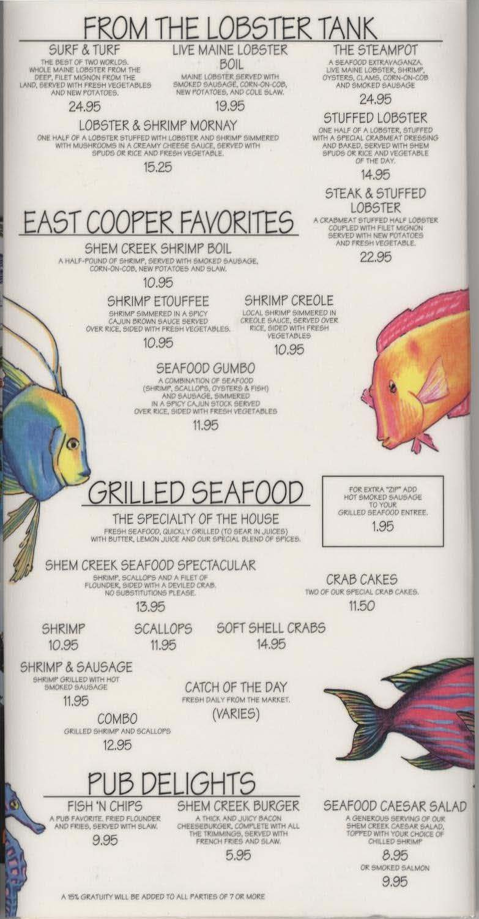# FROM THE LOBSTER TANK

### SURF & TURF

THE BEST OF TWO WORLDS. WHOLE MAINE LOBSTER FROM THE DEEP, FILET MIGNON FROM THE LAND, SERVED WITH FRESH VEGETABLES AND NEW POTATOES.

24.95

### LIVE MAINE LOBSTER BOIL

MAINE LOBSTER SERVED WITH SMOKED SAUSAGE, CORN-ON-COB, NEW POTATOES, AND COLE SLAW.

19.95

### THE STEAMPOT

A SEAFOOD EXTRAVAGANZA. LIVE MAINE LOBSTER, SHRIMP, OYSTERS, CLAMS, CORN-ON-COB AND SMOKED SAUSAGE

24.95

### LOBSTER & SHRIMP MORNAY

ONE HALF OF A LOBSTER STUFFED WITH LOBSTER AND SHRIMP SIMMERED WITH MUSHROOMS IN A CREAMY CHEESE SAUCE, SERVED WITH SPUDS OR RICE AND FRESH VEGETABLE.

15.25

### STUFFED LOBSTER

ONE HALF OF A LOBSTER, STUFFED WITH A SPECIAL CRABMEAT DRESSING AND BAKED, SERVED WITH SHEM SPUDS OR RICE AND VEGETABLE OF THE DAY.

14.95

### STEAK & STUFFED LOBSTER

A CRABMEAT STUFFED HALF LOBSTER COUPLED WITH FILET MIGNON SERVED WITH NEW POTATOES AND FRESH VEGETABLE.

22.95

# EAST COOPER FAVORITES

### SHEM CREEK SHRIMP BOIL

A HALF-POUND OF SHRIMP, SERVED WITH SMOKED SAUSAGE, CORN-ON-COB, NEW POTATOES AND SLAW.

10.95

### SHRIMP ETOUFFEE

SHRIMP SIMMERED IN A SPICY CAJUN BROWN SAUCE SERVED OVER RICE, SIDED WITH FRESH VEGETABLES.

10.95

### SHRIMP CREOLE

LOCAL SHRIMP SIMMERED IN CREOLE SAUCE, SERVED OVER RICE, SIDED WITH FRESH VEGETABLES

10.95

### SEAFOOD GUMBO

A COMBINATION OF SEAFOOD (SHRIMP, SCALLOPS, OYSTERS & FISH) AND SAUSAGE, SIMMERED IN A SPICY CAJUN STOCK SERVED OVER RICE, SIDED WITH FRESH VEGETABLES

11.95

# GRILLED SEAFOOD

## THE SPECIALTY OF THE HOUSE

FRESH SEAFOOD, QUICKLY GRILLED (TO SEAR IN JUICES) WITH BUTTER, LEMON JUICE AND OUR SPECIAL BLEND OF SPICES.

FOR EXTRA "ZIP" ADD HOT SMOKED SAUSAGE TO YOUR GRILLED SEAFOOD ENTREE.

1.95

### SHEM CREEK SEAFOOD SPECTACULAR

SHRIMP, SCALLOPS AND A FILET OF FLOUNDER, SIDED WITH A DEVILED CRAB. NO SUBSTITUTIONS PLEASE.

13.95

### CRAB CAKES

TWO OF OUR SPECIAL CRAB CAKES.

11.50

### SHRIMP

10.95

### SCALLOPS

11.95

### SOFT SHELL CRABS

14.95

### SHRIMP & SAUSAGE

SHRIMP GRILLED WITH HOT SMOKED SAUSAGE

11.95

### CATCH OF THE DAY

FRESH DAILY FROM THE MARKET.

(VARIES)

### COMBO

GRILLED SHRIMP AND SCALLOPS

12.95

# PUB DELIGHTS

### FISH 'N CHIPS

A PUB FAVORITE. FRIED FLOUNDER AND FRIES, SERVED WITH SLAW.

9.95

### SHEM CREEK BURGER

A THICK AND JUICY BACON CHEESEBURGER, COMPLETE WITH ALL THE TRIMMINGS, SERVED WITH FRENCH FRIES AND SLAW.

5.95

### SEAFOOD CAESAR SALAD

A GENEROUS SERVING OF OUR SHEM CREEK CAESAR SALAD, TOPPED WITH YOUR CHOICE OF CHILLED SHRIMP

8.95

OR SMOKED SALMON

9.95

A 15% GRATUITY WILL BE ADDED TO ALL PARTIES OF 7 OR MORE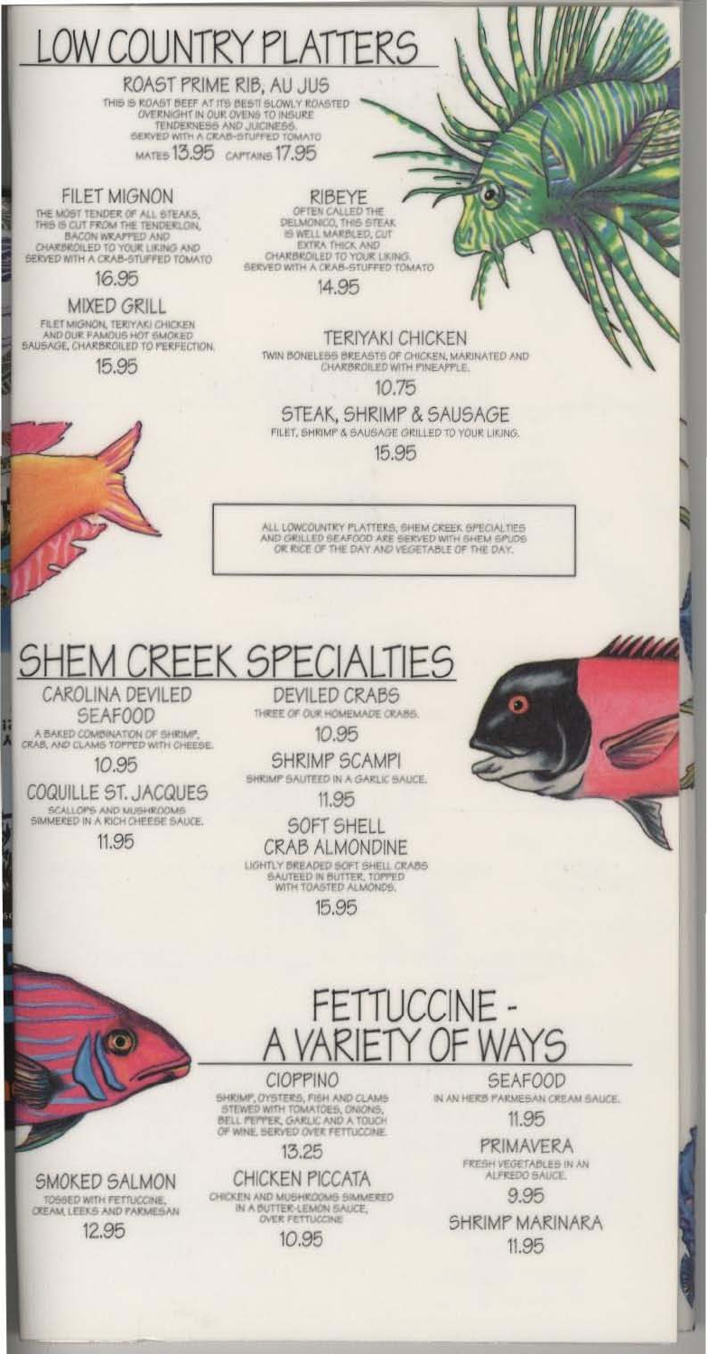# LOW COUNTRY PLATTERS

### ROAST PRIME RIB, AU JUS

THIS IS ROAST BEEF AT ITS BEST! SLOWLY ROASTED OVERNIGHT IN OUR OVENS TO INSURE TENDERNESS AND JUICINESS. SERVED WITH A CRAB-STUFFED TOMATO

MATES 13.95 CAPTAINS 17.95

### FILET MIGNON

THE MOST TENDER OF ALL STEAKS, THIS IS CUT FROM THE TENDERLOIN, BACON WRAPPED AND CHARBROILED TO YOUR LIKING AND SERVED WITH A CRAB-STUFFED TOMATO

16.95

### RIBEYE

OFTEN CALLED THE DELMONICO, THIS STEAK IS WELL MARBLED, CUT EXTRA THICK AND CHARBROILED TO YOUR LIKING. SERVED WITH A CRAB-STUFFED TOMATO

14.95

### MIXED GRILL

FILET MIGNON, TERIYAKI CHICKEN AND OUR FAMOUS HOT SMOKED SAUSAGE, CHARBROILED TO PERFECTION.

15.95

### TERIYAKI CHICKEN

TWIN BONELESS BREASTS OF CHICKEN, MARINATED AND CHARBROILED WITH PINEAPPLE.

10.75

### STEAK, SHRIMP & SAUSAGE

FILET, SHRIMP & SAUSAGE GRILLED TO YOUR LIKING.

15.95

ALL LOWCOUNTRY PLATTERS, SHEM CREEK SPECIALTIES AND GRILLED SEAFOOD ARE SERVED WITH SHEM SPUDS OR RICE OF THE DAY AND VEGETABLE OF THE DAY.

# SHEM CREEK SPECIALTIES

### CAROLINA DEVILED SEAFOOD

A BAKED COMBINATION OF SHRIMP, CRAB, AND CLAMS TOPPED WITH CHEESE.

10.95

### COQUILLE ST. JACQUES

SCALLOPS AND MUSHROOMS SIMMERED IN A RICH CHEESE SAUCE.

11.95

### DEVILED CRABS

THREE OF OUR HOMEMADE CRABS.

10.95

### SHRIMP SCAMPI

SHRIMP SAUTEED IN A GARLIC SAUCE.

11.95

### SOFT SHELL CRAB ALMONDINE

LIGHTLY BREADED SOFT SHELL CRABS SAUTEED IN BUTTER, TOPPED WITH TOASTED ALMONDS.

15.95

# FETTUCCINE - A VARIETY OF WAYS

### SMOKED SALMON

TOSSED WITH FETTUCCINE, CREAM, LEEKS AND PARMESAN

12.95

### CIOPPINO

SHRIMP, OYSTERS, FISH AND CLAMS STEWED WITH TOMATOES, ONIONS, BELL PEPPER, GARLIC AND A TOUCH OF WINE. SERVED OVER FETTUCCINE.

13.25

### CHICKEN PICCATA

CHICKEN AND MUSHROOMS SIMMERED IN A BUTTER-LEMON SAUCE, OVER FETTUCCINE

10.95

### SEAFOOD

IN AN HERB PARMESAN CREAM SAUCE.

11.95

### PRIMAVERA

FRESH VEGETABLES IN AN ALFREDO SAUCE.

9.95

### SHRIMP MARINARA

11.95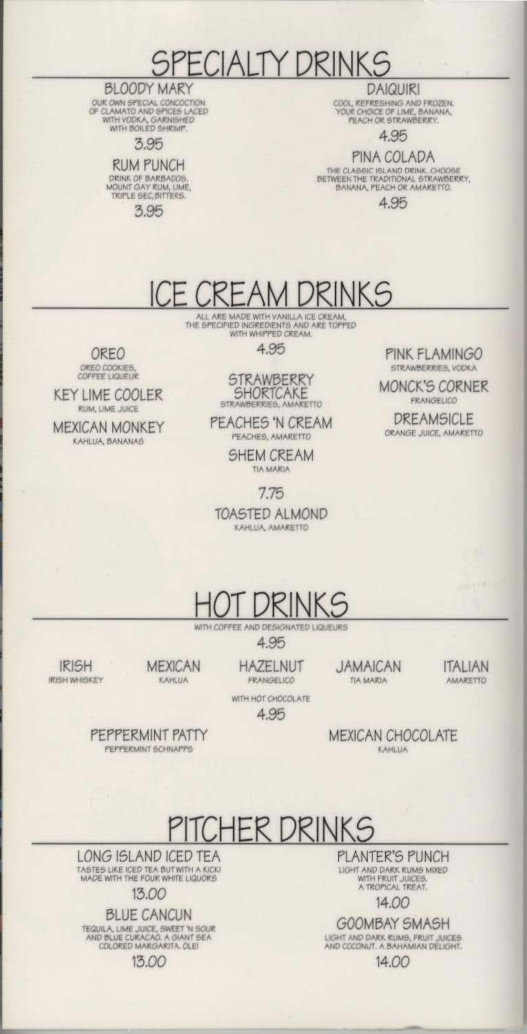# SPECIALTY DRINKS

### BLOODY MARY

OUR OWN SPECIAL CONCOCTION OF CLAMATO AND SPICES LACED WITH VODKA, GARNISHED WITH BOILED SHRIMP.

3.95

### RUM PUNCH

DRINK OF BARBADOS. MOUNT GAY RUM, LIME, TRIPLE SEC, BITTERS.

3.95

### DAIQUIRI

COOL, REFRESHING AND FROZEN. YOUR CHOICE OF LIME, BANANA, PEACH OR STRAWBERRY.

4.95

### PINA COLADA

THE CLASSIC ISLAND DRINK. CHOOSE BETWEEN THE TRADITIONAL STRAWBERRY, BANANA, PEACH OR AMARETTO.

4.95

# ICE CREAM DRINKS

ALL ARE MADE WITH VANILLA ICE CREAM, THE SPECIFIED INGREDIENTS AND ARE TOPPED WITH WHIPPED CREAM.

4.95

### OREO

OREO COOKIES, COFFEE LIQUEUR

### KEY LIME COOLER

RUM, LIME JUICE

### MEXICAN MONKEY

KAHLUA, BANANAS

### STRAWBERRY SHORTCAKE

STRAWBERRIES, AMARETTO

### PEACHES 'N CREAM

PEACHES, AMARETTO

### SHEM CREAM

TIA MARIA

### PINK FLAMINGO

STRAWBERRIES, VODKA

### MONCK'S CORNER

FRANGELICO

### DREAMSICLE

ORANGE JUICE, AMARETTO

7.75

### TOASTED ALMOND

KAHLUA, AMARETTO

# HOT DRINKS

WITH COFFEE AND DESIGNATED LIQUEURS

4.95

### IRISH

IRISH WHISKEY

### MEXICAN

KAHLUA

### HAZELNUT

FRANGELICO

### JAMAICAN

TIA MARIA

### ITALIAN

AMARETTO

WITH HOT CHOCOLATE

4.95

### PEPPERMINT PATTY

PEPPERMINT SCHNAPPS

### MEXICAN CHOCOLATE

KAHLUA

# PITCHER DRINKS

### LONG ISLAND ICED TEA

TASTES LIKE ICED TEA BUT WITH A KICK! MADE WITH THE FOUR WHITE LIQUORS

13.00

### BLUE CANCUN

TEQUILA, LIME JUICE, SWEET 'N SOUR AND BLUE CURACAO. A GIANT SEA COLORED MARGARITA. OLE!

13.00

### PLANTER'S PUNCH

LIGHT AND DARK RUMS MIXED WITH FRUIT JUICES. A TROPICAL TREAT.

14.00

### GOOMBAY SMASH

LIGHT AND DARK RUMS, FRUIT JUICES AND COCONUT. A BAHAMIAN DELIGHT.

14.00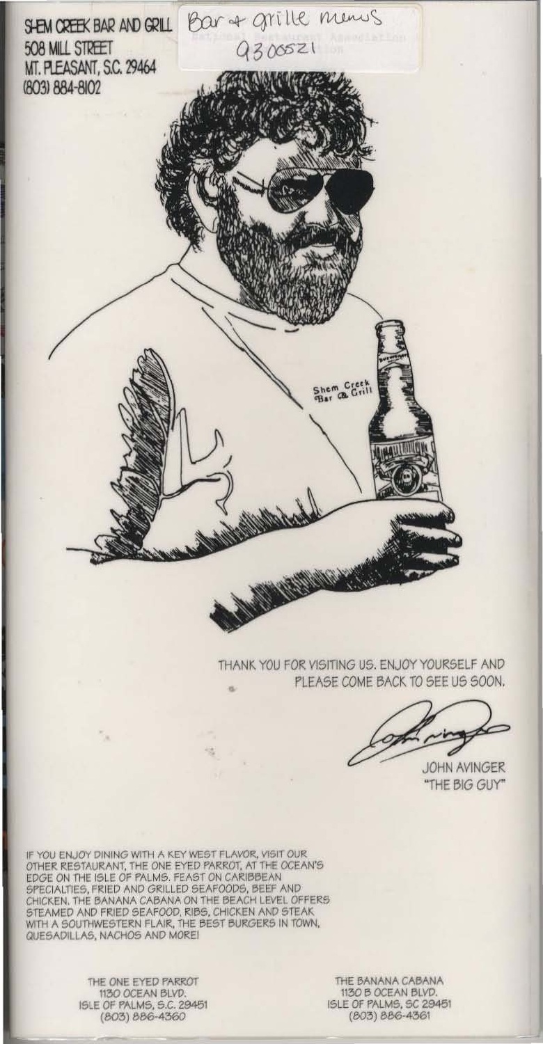SHEM CREEK BAR AND GRILL
508 MILL STREET
MT. PLEASANT, S.C. 29464
(803) 884-8102

Bar + grille menus
9300521

THANK YOU FOR VISITING US. ENJOY YOURSELF AND PLEASE COME BACK TO SEE US SOON.

JOHN AVINGER
"THE BIG GUY"

IF YOU ENJOY DINING WITH A KEY WEST FLAVOR, VISIT OUR OTHER RESTAURANT, THE ONE EYED PARROT, AT THE OCEAN'S EDGE ON THE ISLE OF PALMS. FEAST ON CARIBBEAN SPECIALTIES, FRIED AND GRILLED SEAFOODS, BEEF AND CHICKEN. THE BANANA CABANA ON THE BEACH LEVEL OFFERS STEAMED AND FRIED SEAFOOD, RIBS, CHICKEN AND STEAK WITH A SOUTHWESTERN FLAIR, THE BEST BURGERS IN TOWN, QUESADILLAS, NACHOS AND MORE!

THE ONE EYED PARROT
1130 OCEAN BLVD.
ISLE OF PALMS, S.C. 29451
(803) 886-4360

THE BANANA CABANA
1130 B OCEAN BLVD.
ISLE OF PALMS, SC 29451
(803) 886-4361